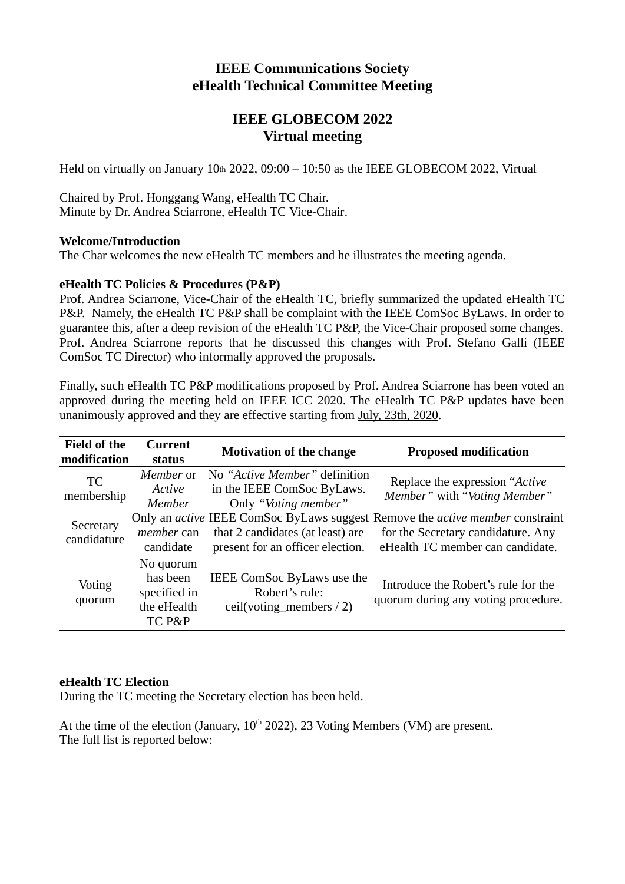# IEEE Communications Society
# eHealth Technical Committee Meeting

## IEEE GLOBECOM 2022
## Virtual meeting

Held on virtually on January 10th 2022, 09:00 – 10:50 as the IEEE GLOBECOM 2022, Virtual

Chaired by Prof. Honggang Wang, eHealth TC Chair.
Minute by Dr. Andrea Sciarrone, eHealth TC Vice-Chair.

**Welcome/Introduction**
The Char welcomes the new eHealth TC members and he illustrates the meeting agenda.

**eHealth TC Policies & Procedures (P&P)**
Prof. Andrea Sciarrone, Vice-Chair of the eHealth TC, briefly summarized the updated eHealth TC P&P. Namely, the eHealth TC P&P shall be complaint with the IEEE ComSoc ByLaws. In order to guarantee this, after a deep revision of the eHealth TC P&P, the Vice-Chair proposed some changes. Prof. Andrea Sciarrone reports that he discussed this changes with Prof. Stefano Galli (IEEE ComSoc TC Director) who informally approved the proposals.

Finally, such eHealth TC P&P modifications proposed by Prof. Andrea Sciarrone has been voted an approved during the meeting held on IEEE ICC 2020. The eHealth TC P&P updates have been unanimously approved and they are effective starting from July, 23th, 2020.

| Field of the modification | Current status | Motivation of the change | Proposed modification |
|---|---|---|---|
| TC membership | *Member* or *Active Member* | No *"Active Member"* definition in the IEEE ComSoc ByLaws. Only *"Voting member"* | Replace the expression "*Active Member"* with "*Voting Member"* |
| Secretary candidature | Only an *active member* can candidate | IEEE ComSoc ByLaws suggest that 2 candidates (at least) are present for an officer election. | Remove the *active member* constraint for the Secretary candidature. Any eHealth TC member can candidate. |
| Voting quorum | No quorum has been specified in the eHealth TC P&P | IEEE ComSoc ByLaws use the Robert's rule: ceil(voting_members / 2) | Introduce the Robert's rule for the quorum during any voting procedure. |

**eHealth TC Election**
During the TC meeting the Secretary election has been held.

At the time of the election (January, 10th 2022), 23 Voting Members (VM) are present.
The full list is reported below: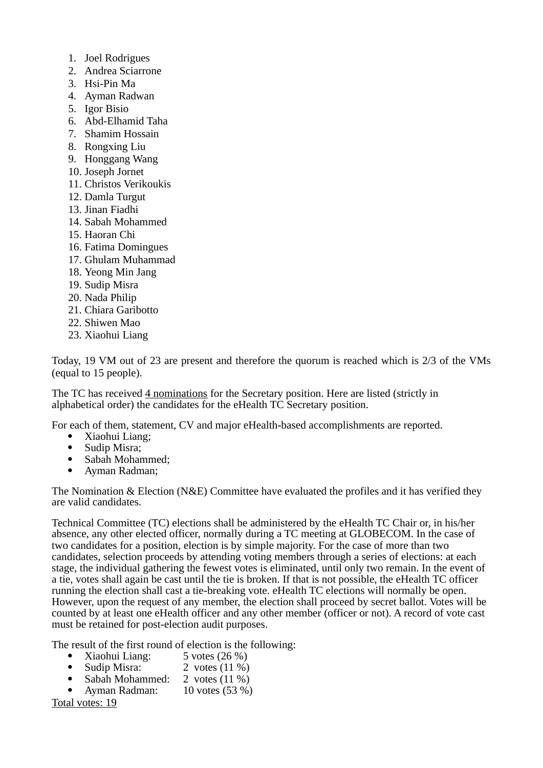1. Joel Rodrigues
2. Andrea Sciarrone
3. Hsi-Pin Ma
4. Ayman Radwan
5. Igor Bisio
6. Abd-Elhamid Taha
7. Shamim Hossain
8. Rongxing Liu
9. Honggang Wang
10. Joseph Jornet
11. Christos Verikoukis
12. Damla Turgut
13. Jinan Fiadhi
14. Sabah Mohammed
15. Haoran Chi
16. Fatima Domingues
17. Ghulam Muhammad
18. Yeong Min Jang
19. Sudip Misra
20. Nada Philip
21. Chiara Garibotto
22. Shiwen Mao
23. Xiaohui Liang

Today, 19 VM out of 23 are present and therefore the quorum is reached which is 2/3 of the VMs (equal to 15 people).

The TC has received 4 nominations for the Secretary position. Here are listed (strictly in alphabetical order) the candidates for the eHealth TC Secretary position.

For each of them, statement, CV and major eHealth-based accomplishments are reported.

- Xiaohui Liang;
- Sudip Misra;
- Sabah Mohammed;
- Ayman Radman;

The Nomination & Election (N&E) Committee have evaluated the profiles and it has verified they are valid candidates.

Technical Committee (TC) elections shall be administered by the eHealth TC Chair or, in his/her absence, any other elected officer, normally during a TC meeting at GLOBECOM. In the case of two candidates for a position, election is by simple majority. For the case of more than two candidates, selection proceeds by attending voting members through a series of elections: at each stage, the individual gathering the fewest votes is eliminated, until only two remain. In the event of a tie, votes shall again be cast until the tie is broken. If that is not possible, the eHealth TC officer running the election shall cast a tie-breaking vote. eHealth TC elections will normally be open. However, upon the request of any member, the election shall proceed by secret ballot. Votes will be counted by at least one eHealth officer and any other member (officer or not). A record of vote cast must be retained for post-election audit purposes.

The result of the first round of election is the following:

- Xiaohui Liang: 5 votes (26 %)
- Sudip Misra: 2 votes (11 %)
- Sabah Mohammed: 2 votes (11 %)
- Ayman Radman: 10 votes (53 %)

Total votes: 19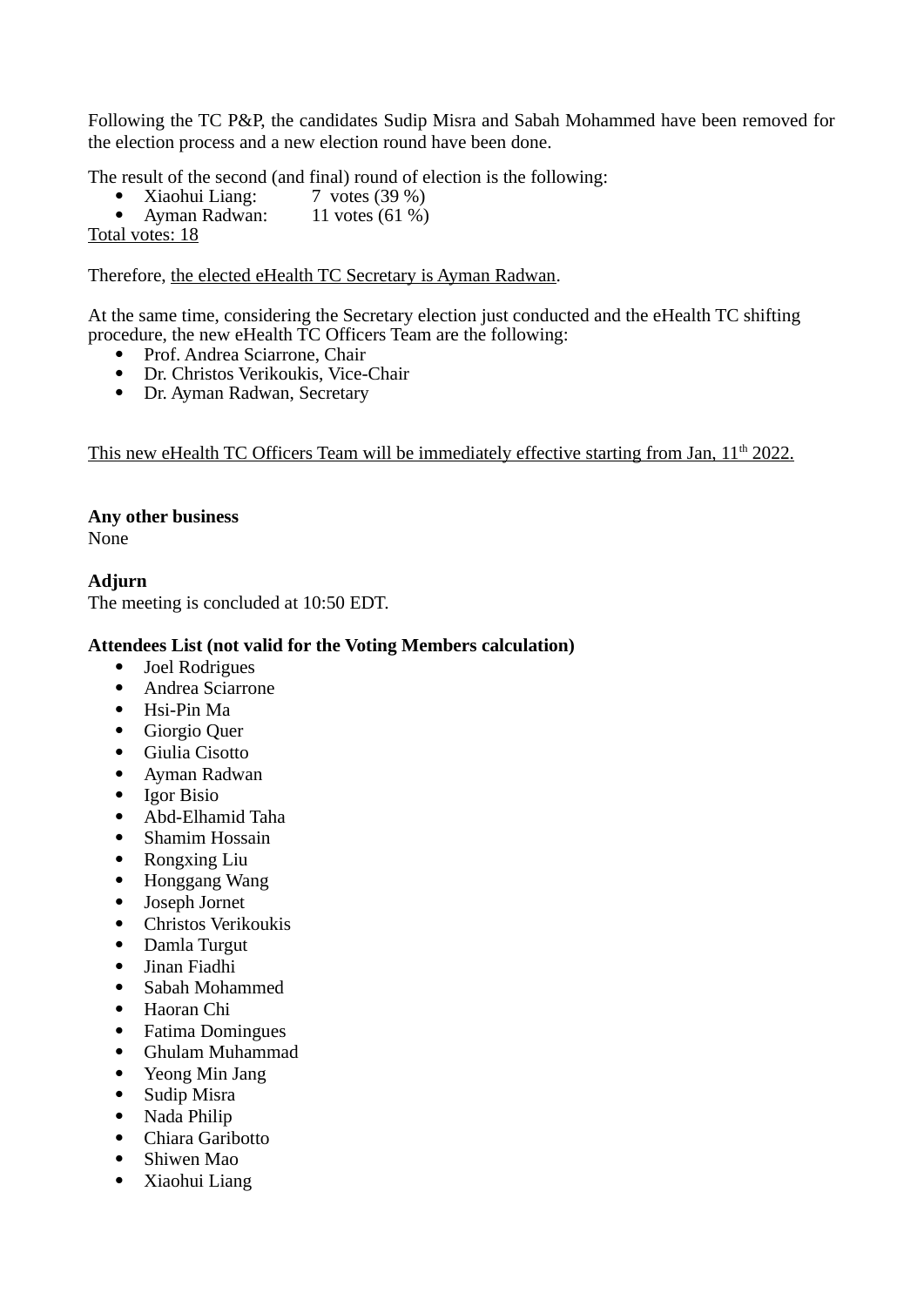Following the TC P&P, the candidates Sudip Misra and Sabah Mohammed have been removed for the election process and a new election round have been done.

The result of the second (and final) round of election is the following:

- Xiaohui Liang: 7 votes (39 %)
- Ayman Radwan: 11 votes (61 %)

Total votes: 18

Therefore, the elected eHealth TC Secretary is Ayman Radwan.

At the same time, considering the Secretary election just conducted and the eHealth TC shifting procedure, the new eHealth TC Officers Team are the following:

- Prof. Andrea Sciarrone, Chair
- Dr. Christos Verikoukis, Vice-Chair
- Dr. Ayman Radwan, Secretary

This new eHealth TC Officers Team will be immediately effective starting from Jan, 11th 2022.

**Any other business**

None

**Adjurn**

The meeting is concluded at 10:50 EDT.

**Attendees List (not valid for the Voting Members calculation)**

- Joel Rodrigues
- Andrea Sciarrone
- Hsi-Pin Ma
- Giorgio Quer
- Giulia Cisotto
- Ayman Radwan
- Igor Bisio
- Abd-Elhamid Taha
- Shamim Hossain
- Rongxing Liu
- Honggang Wang
- Joseph Jornet
- Christos Verikoukis
- Damla Turgut
- Jinan Fiadhi
- Sabah Mohammed
- Haoran Chi
- Fatima Domingues
- Ghulam Muhammad
- Yeong Min Jang
- Sudip Misra
- Nada Philip
- Chiara Garibotto
- Shiwen Mao
- Xiaohui Liang